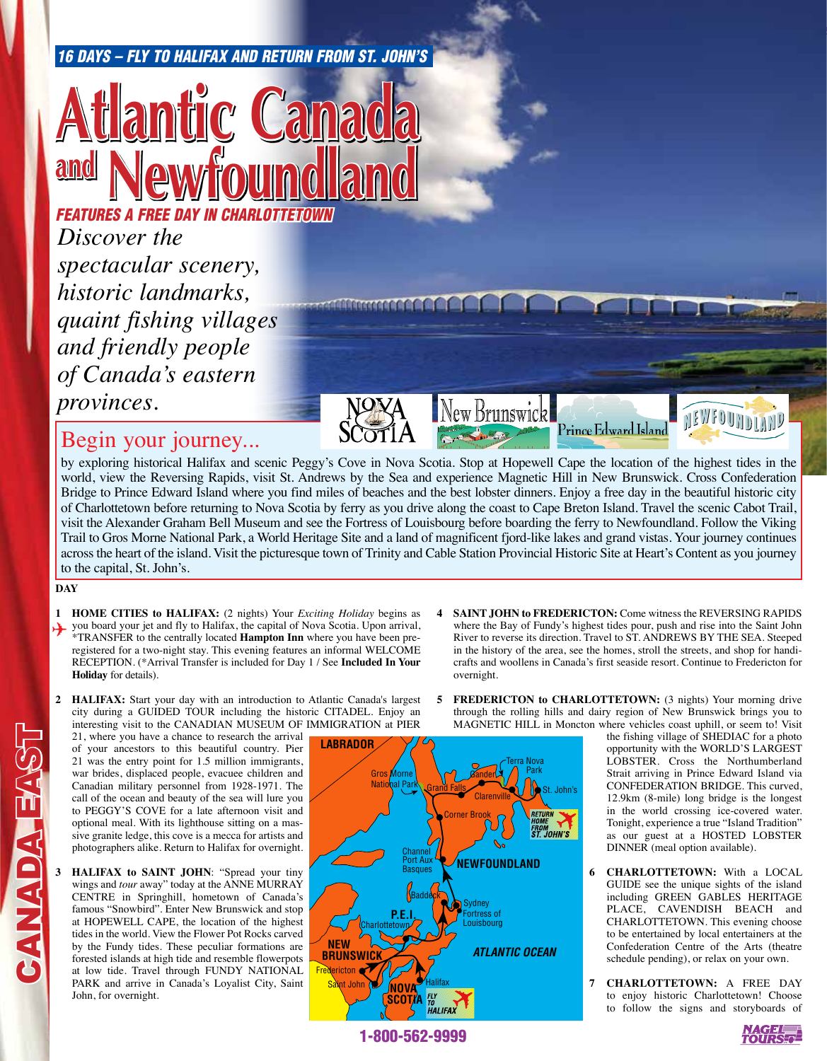**16 DAYS – FLY TO HALIFAX AND RETURN FROM ST. JOHN'S**

# Atlantic Canada and Newfoundland

**FEATURES A FREE DAY IN CHARLOTTETOWN**

*Discover the spectacular scenery, historic landmarks, quaint fishing villages and friendly people of Canada's eastern provinces.*

## Begin your journey...

by exploring historical Halifax and scenic Peggy's Cove in Nova Scotia. Stop at Hopewell Cape the location of the highest tides in the world, view the Reversing Rapids, visit St. Andrews by the Sea and experience Magnetic Hill in New Brunswick. Cross Confederation Bridge to Prince Edward Island where you find miles of beaches and the best lobster dinners. Enjoy a free day in the beautiful historic city of Charlottetown before returning to Nova Scotia by ferry as you drive along the coast to Cape Breton Island. Travel the scenic Cabot Trail, visit the Alexander Graham Bell Museum and see the Fortress of Louisbourg before boarding the ferry to Newfoundland. Follow the Viking Trail to Gros Morne National Park, a World Heritage Site and a land of magnificent fjord-like lakes and grand vistas. Your journey continues across the heart of the island. Visit the picturesque town of Trinity and Cable Station Provincial Historic Site at Heart's Content as you journey to the capital, St. John's.

**DAY**

**1 HOME CITIES to HALIFAX:** (2 nights) Your *Exciting Holiday* begins as you board your jet and fly to Halifax, the capital of Nova Scotia. Upon arrival, *TRANSFER to the centrally located **Hampton Inn** where you have been pre-registered for a two-night stay. This evening features an informal WELCOME RECEPTION. (*Arrival Transfer is included for Day 1 / See **Included In Your Holiday** for details).

**2 HALIFAX:** Start your day with an introduction to Atlantic Canada's largest city during a GUIDED TOUR including the historic CITADEL. Enjoy an interesting visit to the CANADIAN MUSEUM OF IMMIGRATION at PIER 21, where you have a chance to research the arrival of your ancestors to this beautiful country. Pier 21 was the entry point for 1.5 million immigrants, war brides, displaced people, evacuee children and Canadian military personnel from 1928-1971. The call of the ocean and beauty of the sea will lure you to PEGGY'S COVE for a late afternoon visit and optional meal. With its lighthouse sitting on a massive granite ledge, this cove is a mecca for artists and photographers alike. Return to Halifax for overnight.

**3 HALIFAX to SAINT JOHN**: "Spread your tiny wings and *tour* away" today at the ANNE MURRAY CENTRE in Springhill, hometown of Canada's famous "Snowbird". Enter New Brunswick and stop at HOPEWELL CAPE, the location of the highest tides in the world. View the Flower Pot Rocks carved by the Fundy tides. These peculiar formations are forested islands at high tide and resemble flowerpots at low tide. Travel through FUNDY NATIONAL PARK and arrive in Canada's Loyalist City, Saint John, for overnight.

**4 SAINT JOHN to FREDERICTON:** Come witness the REVERSING RAPIDS where the Bay of Fundy's highest tides pour, push and rise into the Saint John River to reverse its direction. Travel to ST. ANDREWS BY THE SEA. Steeped in the history of the area, see the homes, stroll the streets, and shop for handicrafts and woollens in Canada's first seaside resort. Continue to Fredericton for overnight.

**5 FREDERICTON to CHARLOTTETOWN:** (3 nights) Your morning drive through the rolling hills and dairy region of New Brunswick brings you to MAGNETIC HILL in Moncton where vehicles coast uphill, or seem to! Visit the fishing village of SHEDIAC for a photo opportunity with the WORLD'S LARGEST LOBSTER. Cross the Northumberland Strait arriving in Prince Edward Island via CONFEDERATION BRIDGE. This curved, 12.9km (8-mile) long bridge is the longest in the world crossing ice-covered water. Tonight, experience a true "Island Tradition" as our guest at a HOSTED LOBSTER DINNER (meal option available).

**6 CHARLOTTETOWN:** With a LOCAL GUIDE see the unique sights of the island including GREEN GABLES HERITAGE PLACE, CAVENDISH BEACH and CHARLOTTETOWN. This evening choose to be entertained by local entertainers at the Confederation Centre of the Arts (theatre schedule pending), or relax on your own.

**7 CHARLOTTETOWN:** A FREE DAY to enjoy historic Charlottetown! Choose to follow the signs and storyboards of

**1-800-562-9999**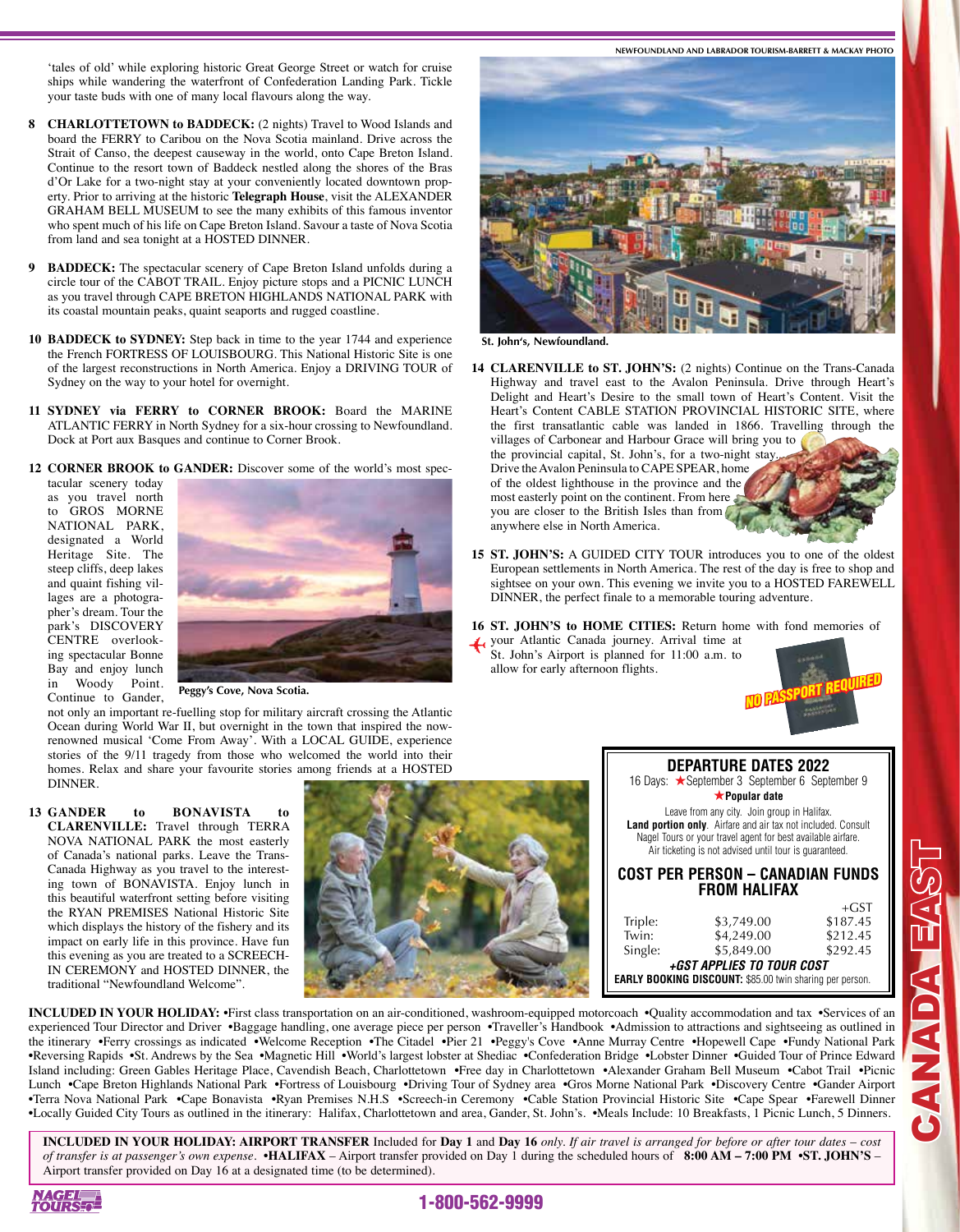'tales of old' while exploring historic Great George Street or watch for cruise ships while wandering the waterfront of Confederation Landing Park. Tickle your taste buds with one of many local flavours along the way.

**8 CHARLOTTETOWN to BADDECK:** (2 nights) Travel to Wood Islands and board the FERRY to Caribou on the Nova Scotia mainland. Drive across the Strait of Canso, the deepest causeway in the world, onto Cape Breton Island. Continue to the resort town of Baddeck nestled along the shores of the Bras d'Or Lake for a two-night stay at your conveniently located downtown property. Prior to arriving at the historic **Telegraph House**, visit the ALEXANDER GRAHAM BELL MUSEUM to see the many exhibits of this famous inventor who spent much of his life on Cape Breton Island. Savour a taste of Nova Scotia from land and sea tonight at a HOSTED DINNER.

**9 BADDECK:** The spectacular scenery of Cape Breton Island unfolds during a circle tour of the CABOT TRAIL. Enjoy picture stops and a PICNIC LUNCH as you travel through CAPE BRETON HIGHLANDS NATIONAL PARK with its coastal mountain peaks, quaint seaports and rugged coastline.

**10 BADDECK to SYDNEY:** Step back in time to the year 1744 and experience the French FORTRESS OF LOUISBOURG. This National Historic Site is one of the largest reconstructions in North America. Enjoy a DRIVING TOUR of Sydney on the way to your hotel for overnight.

**11 SYDNEY via FERRY to CORNER BROOK:** Board the MARINE ATLANTIC FERRY in North Sydney for a six-hour crossing to Newfoundland. Dock at Port aux Basques and continue to Corner Brook.

**12 CORNER BROOK to GANDER:** Discover some of the world's most spectacular scenery today as you travel north to GROS MORNE NATIONAL PARK, designated a World Heritage Site. The steep cliffs, deep lakes and quaint fishing villages are a photographer's dream. Tour the park's DISCOVERY CENTRE overlooking spectacular Bonne Bay and enjoy lunch in Woody Point. Continue to Gander, not only an important re-fuelling stop for military aircraft crossing the Atlantic Ocean during World War II, but overnight in the town that inspired the now-renowned musical 'Come From Away'. With a LOCAL GUIDE, experience stories of the 9/11 tragedy from those who welcomed the world into their homes. Relax and share your favourite stories among friends at a HOSTED DINNER.

Peggy's Cove, Nova Scotia.

**13 GANDER to BONAVISTA to CLARENVILLE:** Travel through TERRA NOVA NATIONAL PARK the most easterly of Canada's national parks. Leave the Trans-Canada Highway as you travel to the interesting town of BONAVISTA. Enjoy lunch in this beautiful waterfront setting before visiting the RYAN PREMISES National Historic Site which displays the history of the fishery and its impact on early life in this province. Have fun this evening as you are treated to a SCREECH-IN CEREMONY and HOSTED DINNER, the traditional "Newfoundland Welcome".

NEWFOUNDLAND AND LABRADOR TOURISM-BARRETT & MACKAY PHOTO

St. John's, Newfoundland.

**14 CLARENVILLE to ST. JOHN'S:** (2 nights) Continue on the Trans-Canada Highway and travel east to the Avalon Peninsula. Drive through Heart's Delight and Heart's Desire to the small town of Heart's Content. Visit the Heart's Content CABLE STATION PROVINCIAL HISTORIC SITE, where the first transatlantic cable was landed in 1866. Travelling through the villages of Carbonear and Harbour Grace will bring you to the provincial capital, St. John's, for a two-night stay. Drive the Avalon Peninsula to CAPE SPEAR, home of the oldest lighthouse in the province and the most easterly point on the continent. From here you are closer to the British Isles than from anywhere else in North America.

**15 ST. JOHN'S:** A GUIDED CITY TOUR introduces you to one of the oldest European settlements in North America. The rest of the day is free to shop and sightsee on your own. This evening we invite you to a HOSTED FAREWELL DINNER, the perfect finale to a memorable touring adventure.

**16 ST. JOHN'S to HOME CITIES:** Return home with fond memories of your Atlantic Canada journey. Arrival time at St. John's Airport is planned for 11:00 a.m. to allow for early afternoon flights.

NO PASSPORT REQUIRED

## DEPARTURE DATES 2022

16 Days: ★September 3 September 6 September 9

★**Popular date**

Leave from any city. Join group in Halifax.
**Land portion only**. Airfare and air tax not included. Consult Nagel Tours or your travel agent for best available airfare. Air ticketing is not advised until tour is guaranteed.

## COST PER PERSON – CANADIAN FUNDS FROM HALIFAX

| | | +GST |
|---|---|---|
| Triple: | $3,749.00 | $187.45 |
| Twin: | $4,249.00 | $212.45 |
| Single: | $5,849.00 | $292.45 |

***+GST APPLIES TO TOUR COST***

**EARLY BOOKING DISCOUNT:** $85.00 twin sharing per person.

**INCLUDED IN YOUR HOLIDAY:** •First class transportation on an air-conditioned, washroom-equipped motorcoach •Quality accommodation and tax •Services of an experienced Tour Director and Driver •Baggage handling, one average piece per person •Traveller's Handbook •Admission to attractions and sightseeing as outlined in the itinerary •Ferry crossings as indicated •Welcome Reception •The Citadel •Pier 21 •Peggy's Cove •Anne Murray Centre •Hopewell Cape •Fundy National Park •Reversing Rapids •St. Andrews by the Sea •Magnetic Hill •World's largest lobster at Shediac •Confederation Bridge •Lobster Dinner •Guided Tour of Prince Edward Island including: Green Gables Heritage Place, Cavendish Beach, Charlottetown •Free day in Charlottetown •Alexander Graham Bell Museum •Cabot Trail •Picnic Lunch •Cape Breton Highlands National Park •Fortress of Louisbourg •Driving Tour of Sydney area •Gros Morne National Park •Discovery Centre •Gander Airport •Terra Nova National Park •Cape Bonavista •Ryan Premises N.H.S •Screech-in Ceremony •Cable Station Provincial Historic Site •Cape Spear •Farewell Dinner •Locally Guided City Tours as outlined in the itinerary: Halifax, Charlottetown and area, Gander, St. John's. •Meals Include: 10 Breakfasts, 1 Picnic Lunch, 5 Dinners.

**INCLUDED IN YOUR HOLIDAY: AIRPORT TRANSFER** Included for **Day 1** and **Day 16** *only. If air travel is arranged for before or after tour dates – cost of transfer is at passenger's own expense.* •**HALIFAX** – Airport transfer provided on Day 1 during the scheduled hours of **8:00 AM – 7:00 PM** •**ST. JOHN'S** – Airport transfer provided on Day 16 at a designated time (to be determined).

CANADA EAST

NAGEL TOURS

1-800-562-9999